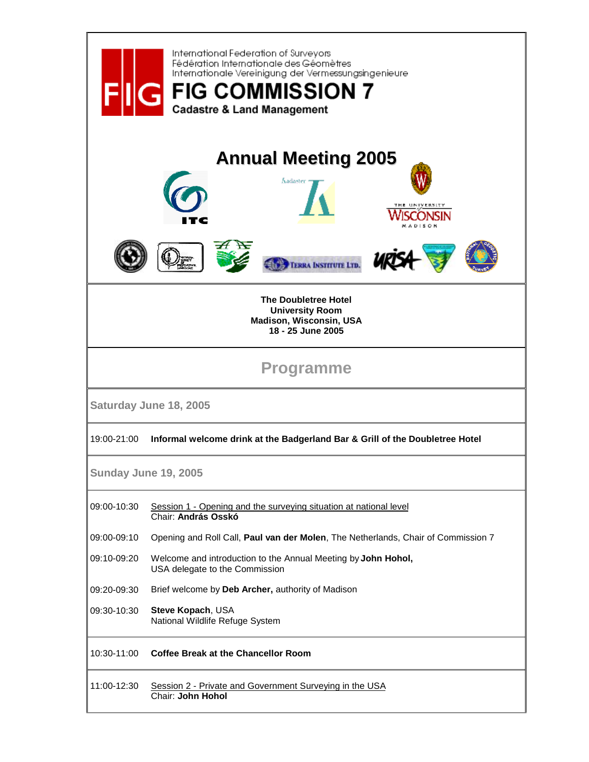International Federation of Surveyors
Fédération Internationale des Géomètres
Internationale Vereinigung der Vermessungsingenieure

# FIG COMMISSION 7

**Cadastre & Land Management**

# Annual Meeting 2005

**The Doubletree Hotel**
**University Room**
**Madison, Wisconsin, USA**
**18 - 25 June 2005**

## Programme

### Saturday June 18, 2005

| | |
|---|---|
| 19:00-21:00 | **Informal welcome drink at the Badgerland Bar & Grill of the Doubletree Hotel** |

### Sunday June 19, 2005

| | |
|---|---|
| 09:00-10:30 | Session 1 - Opening and the surveying situation at national level<br>Chair: **András Osskó** |
| 09:00-09:10 | Opening and Roll Call, **Paul van der Molen**, The Netherlands, Chair of Commission 7 |
| 09:10-09:20 | Welcome and introduction to the Annual Meeting by **John Hohol,**<br>USA delegate to the Commission |
| 09:20-09:30 | Brief welcome by **Deb Archer,** authority of Madison |
| 09:30-10:30 | **Steve Kopach**, USA<br>National Wildlife Refuge System |
| 10:30-11:00 | **Coffee Break at the Chancellor Room** |
| 11:00-12:30 | Session 2 - Private and Government Surveying in the USA<br>Chair: **John Hohol** |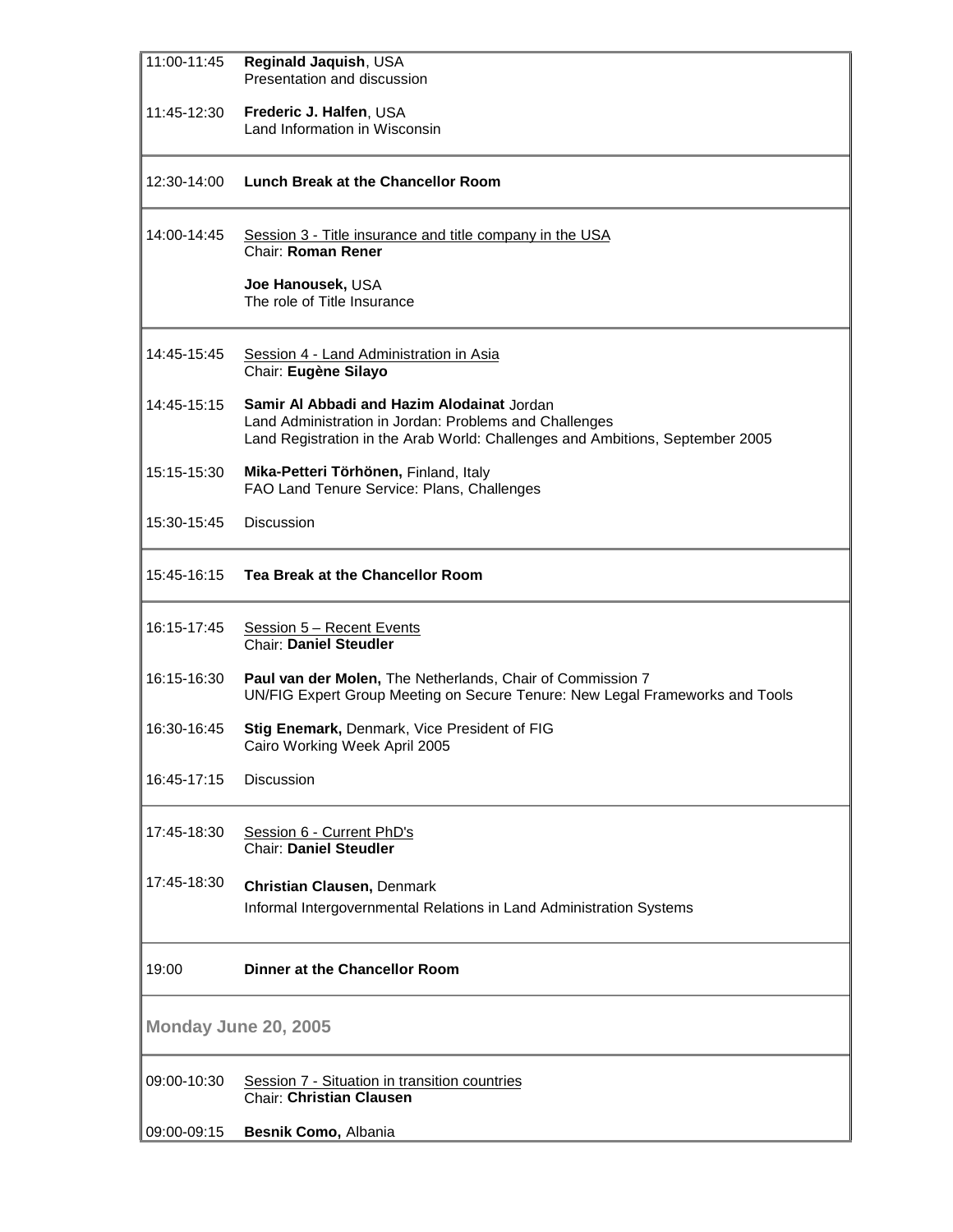| | |
|---|---|
| 11:00-11:45 | **Reginald Jaquish**, USA<br>Presentation and discussion |
| 11:45-12:30 | **Frederic J. Halfen**, USA<br>Land Information in Wisconsin |
| 12:30-14:00 | **Lunch Break at the Chancellor Room** |
| 14:00-14:45 | Session 3 - Title insurance and title company in the USA<br>Chair: **Roman Rener** |
| | **Joe Hanousek,** USA<br>The role of Title Insurance |
| 14:45-15:45 | Session 4 - Land Administration in Asia<br>Chair: **Eugène Silayo** |
| 14:45-15:15 | **Samir Al Abbadi and Hazim Alodainat** Jordan<br>Land Administration in Jordan: Problems and Challenges<br>Land Registration in the Arab World: Challenges and Ambitions, September 2005 |
| 15:15-15:30 | **Mika-Petteri Törhönen,** Finland, Italy<br>FAO Land Tenure Service: Plans, Challenges |
| 15:30-15:45 | Discussion |
| 15:45-16:15 | **Tea Break at the Chancellor Room** |
| 16:15-17:45 | Session 5 – Recent Events<br>Chair: **Daniel Steudler** |
| 16:15-16:30 | **Paul van der Molen,** The Netherlands, Chair of Commission 7<br>UN/FIG Expert Group Meeting on Secure Tenure: New Legal Frameworks and Tools |
| 16:30-16:45 | **Stig Enemark,** Denmark, Vice President of FIG<br>Cairo Working Week April 2005 |
| 16:45-17:15 | Discussion |
| 17:45-18:30 | Session 6 - Current PhD's<br>Chair: **Daniel Steudler** |
| 17:45-18:30 | **Christian Clausen,** Denmark<br>Informal Intergovernmental Relations in Land Administration Systems |
| 19:00 | **Dinner at the Chancellor Room** |

## Monday June 20, 2005

| | |
|---|---|
| 09:00-10:30 | Session 7 - Situation in transition countries<br>Chair: **Christian Clausen** |
| 09:00-09:15 | **Besnik Como,** Albania |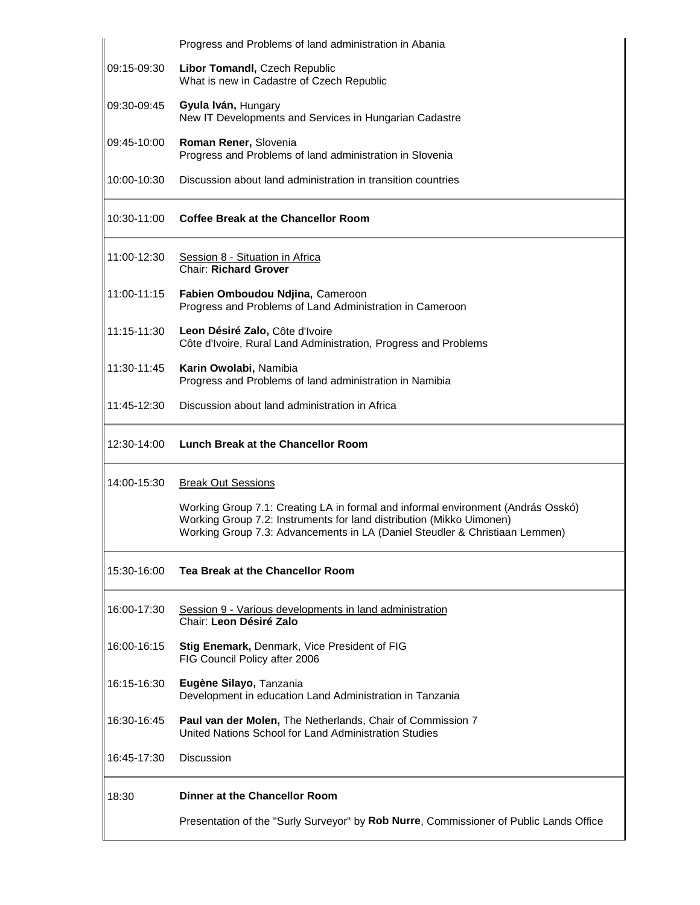| | |
|---|---|
| | Progress and Problems of land administration in Abania |
| 09:15-09:30 | **Libor Tomandl,** Czech Republic<br>What is new in Cadastre of Czech Republic |
| 09:30-09:45 | **Gyula Iván,** Hungary<br>New IT Developments and Services in Hungarian Cadastre |
| 09:45-10:00 | **Roman Rener,** Slovenia<br>Progress and Problems of land administration in Slovenia |
| 10:00-10:30 | Discussion about land administration in transition countries |
| 10:30-11:00 | **Coffee Break at the Chancellor Room** |
| 11:00-12:30 | Session 8 - Situation in Africa<br>Chair: **Richard Grover** |
| 11:00-11:15 | **Fabien Omboudou Ndjina,** Cameroon<br>Progress and Problems of Land Administration in Cameroon |
| 11:15-11:30 | **Leon Désiré Zalo,** Côte d'Ivoire<br>Côte d'Ivoire, Rural Land Administration, Progress and Problems |
| 11:30-11:45 | **Karin Owolabi,** Namibia<br>Progress and Problems of land administration in Namibia |
| 11:45-12:30 | Discussion about land administration in Africa |
| 12:30-14:00 | **Lunch Break at the Chancellor Room** |
| 14:00-15:30 | Break Out Sessions<br><br>Working Group 7.1: Creating LA in formal and informal environment (András Osskó)<br>Working Group 7.2: Instruments for land distribution (Mikko Uimonen)<br>Working Group 7.3: Advancements in LA (Daniel Steudler & Christiaan Lemmen) |
| 15:30-16:00 | **Tea Break at the Chancellor Room** |
| 16:00-17:30 | Session 9 - Various developments in land administration<br>Chair: **Leon Désiré Zalo** |
| 16:00-16:15 | **Stig Enemark,** Denmark, Vice President of FIG<br>FIG Council Policy after 2006 |
| 16:15-16:30 | **Eugène Silayo,** Tanzania<br>Development in education Land Administration in Tanzania |
| 16:30-16:45 | **Paul van der Molen,** The Netherlands, Chair of Commission 7<br>United Nations School for Land Administration Studies |
| 16:45-17:30 | Discussion |
| 18:30 | **Dinner at the Chancellor Room**<br><br>Presentation of the "Surly Surveyor" by **Rob Nurre**, Commissioner of Public Lands Office |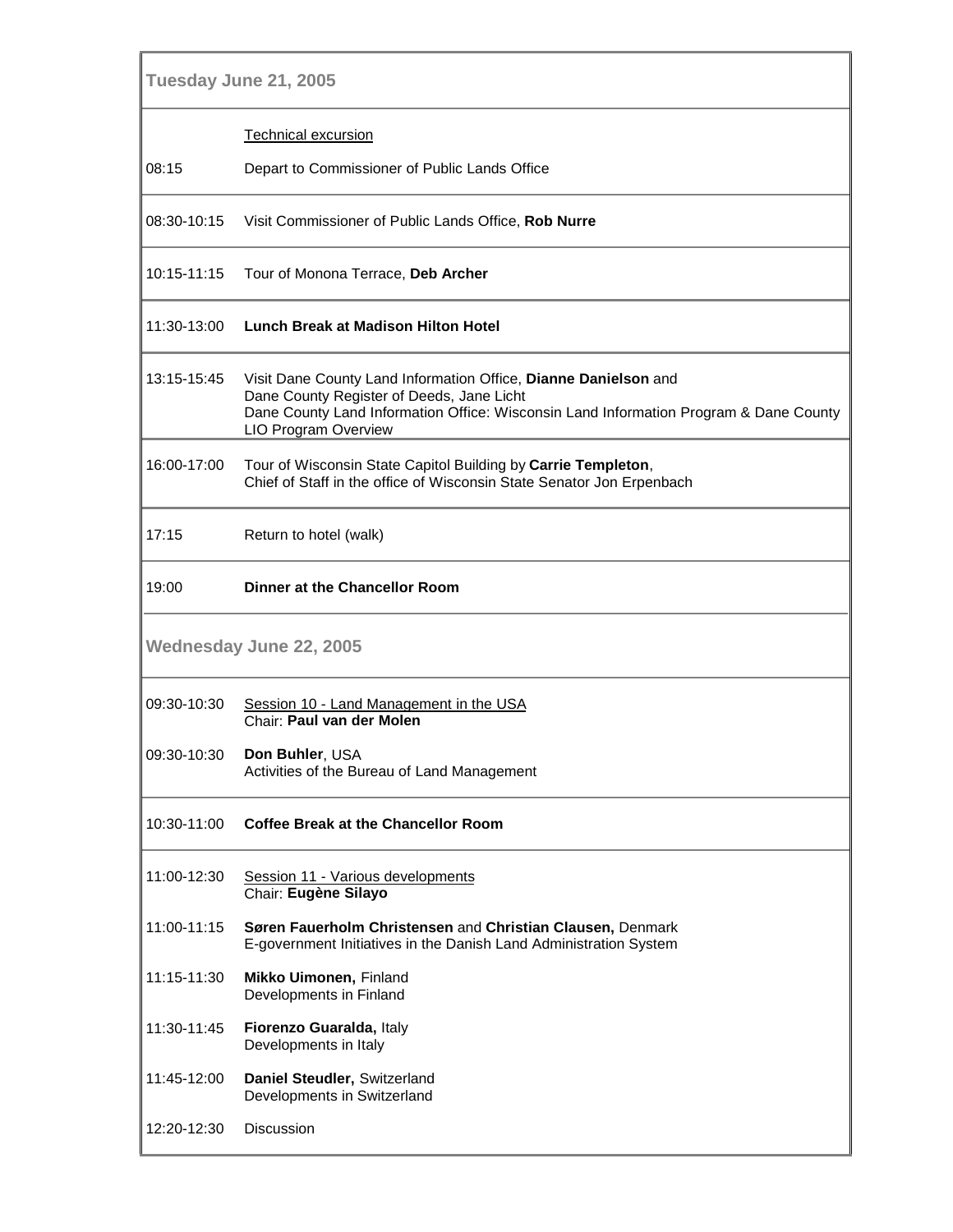## Tuesday June 21, 2005

| | |
|---|---|
| | Technical excursion |
| 08:15 | Depart to Commissioner of Public Lands Office |
| 08:30-10:15 | Visit Commissioner of Public Lands Office, **Rob Nurre** |
| 10:15-11:15 | Tour of Monona Terrace, **Deb Archer** |
| 11:30-13:00 | **Lunch Break at Madison Hilton Hotel** |
| 13:15-15:45 | Visit Dane County Land Information Office, **Dianne Danielson** and Dane County Register of Deeds, Jane Licht<br>Dane County Land Information Office: Wisconsin Land Information Program & Dane County LIO Program Overview |
| 16:00-17:00 | Tour of Wisconsin State Capitol Building by **Carrie Templeton**, Chief of Staff in the office of Wisconsin State Senator Jon Erpenbach |
| 17:15 | Return to hotel (walk) |
| 19:00 | **Dinner at the Chancellor Room** |

## Wednesday June 22, 2005

| | |
|---|---|
| 09:30-10:30 | Session 10 - Land Management in the USA<br>Chair: **Paul van der Molen** |
| 09:30-10:30 | **Don Buhler**, USA<br>Activities of the Bureau of Land Management |
| 10:30-11:00 | **Coffee Break at the Chancellor Room** |
| 11:00-12:30 | Session 11 - Various developments<br>Chair: **Eugène Silayo** |
| 11:00-11:15 | **Søren Fauerholm Christensen** and **Christian Clausen,** Denmark<br>E-government Initiatives in the Danish Land Administration System |
| 11:15-11:30 | **Mikko Uimonen,** Finland<br>Developments in Finland |
| 11:30-11:45 | **Fiorenzo Guaralda,** Italy<br>Developments in Italy |
| 11:45-12:00 | **Daniel Steudler,** Switzerland<br>Developments in Switzerland |
| 12:20-12:30 | Discussion |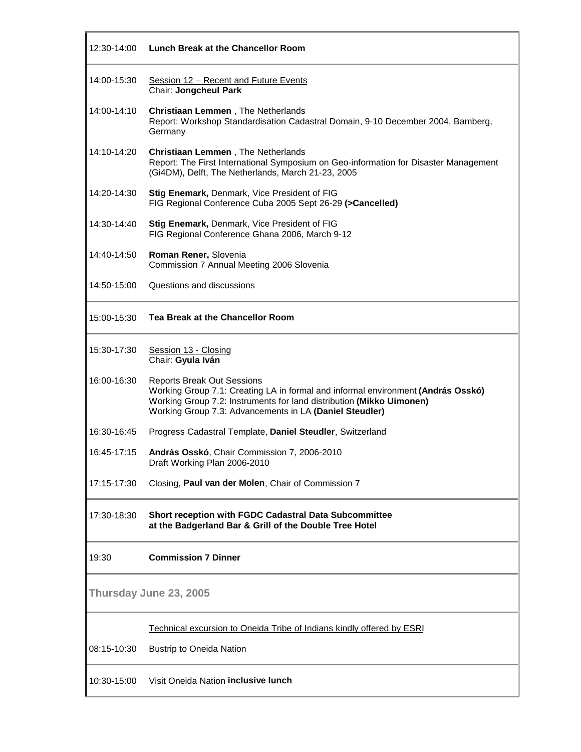| | |
|---|---|
| 12:30-14:00 | **Lunch Break at the Chancellor Room** |
| 14:00-15:30 | Session 12 – Recent and Future Events<br>Chair: **Jongcheul Park** |
| 14:00-14:10 | **Christiaan Lemmen** , The Netherlands<br>Report: Workshop Standardisation Cadastral Domain, 9-10 December 2004, Bamberg, Germany |
| 14:10-14:20 | **Christiaan Lemmen** , The Netherlands<br>Report: The First International Symposium on Geo-information for Disaster Management (Gi4DM), Delft, The Netherlands, March 21-23, 2005 |
| 14:20-14:30 | **Stig Enemark,** Denmark, Vice President of FIG<br>FIG Regional Conference Cuba 2005 Sept 26-29 **(>Cancelled)** |
| 14:30-14:40 | **Stig Enemark,** Denmark, Vice President of FIG<br>FIG Regional Conference Ghana 2006, March 9-12 |
| 14:40-14:50 | **Roman Rener,** Slovenia<br>Commission 7 Annual Meeting 2006 Slovenia |
| 14:50-15:00 | Questions and discussions |
| 15:00-15:30 | **Tea Break at the Chancellor Room** |
| 15:30-17:30 | Session 13 - Closing<br>Chair: **Gyula Iván** |
| 16:00-16:30 | Reports Break Out Sessions<br>Working Group 7.1: Creating LA in formal and informal environment **(András Osskó)**<br>Working Group 7.2: Instruments for land distribution **(Mikko Uimonen)**<br>Working Group 7.3: Advancements in LA **(Daniel Steudler)** |
| 16:30-16:45 | Progress Cadastral Template, **Daniel Steudler**, Switzerland |
| 16:45-17:15 | **András Osskó**, Chair Commission 7, 2006-2010<br>Draft Working Plan 2006-2010 |
| 17:15-17:30 | Closing, **Paul van der Molen**, Chair of Commission 7 |
| 17:30-18:30 | **Short reception with FGDC Cadastral Data Subcommittee at the Badgerland Bar & Grill of the Double Tree Hotel** |
| 19:30 | **Commission 7 Dinner** |

**Thursday June 23, 2005**

| | |
|---|---|
| | Technical excursion to Oneida Tribe of Indians kindly offered by ESRI |
| 08:15-10:30 | Bustrip to Oneida Nation |
| 10:30-15:00 | Visit Oneida Nation **inclusive lunch** |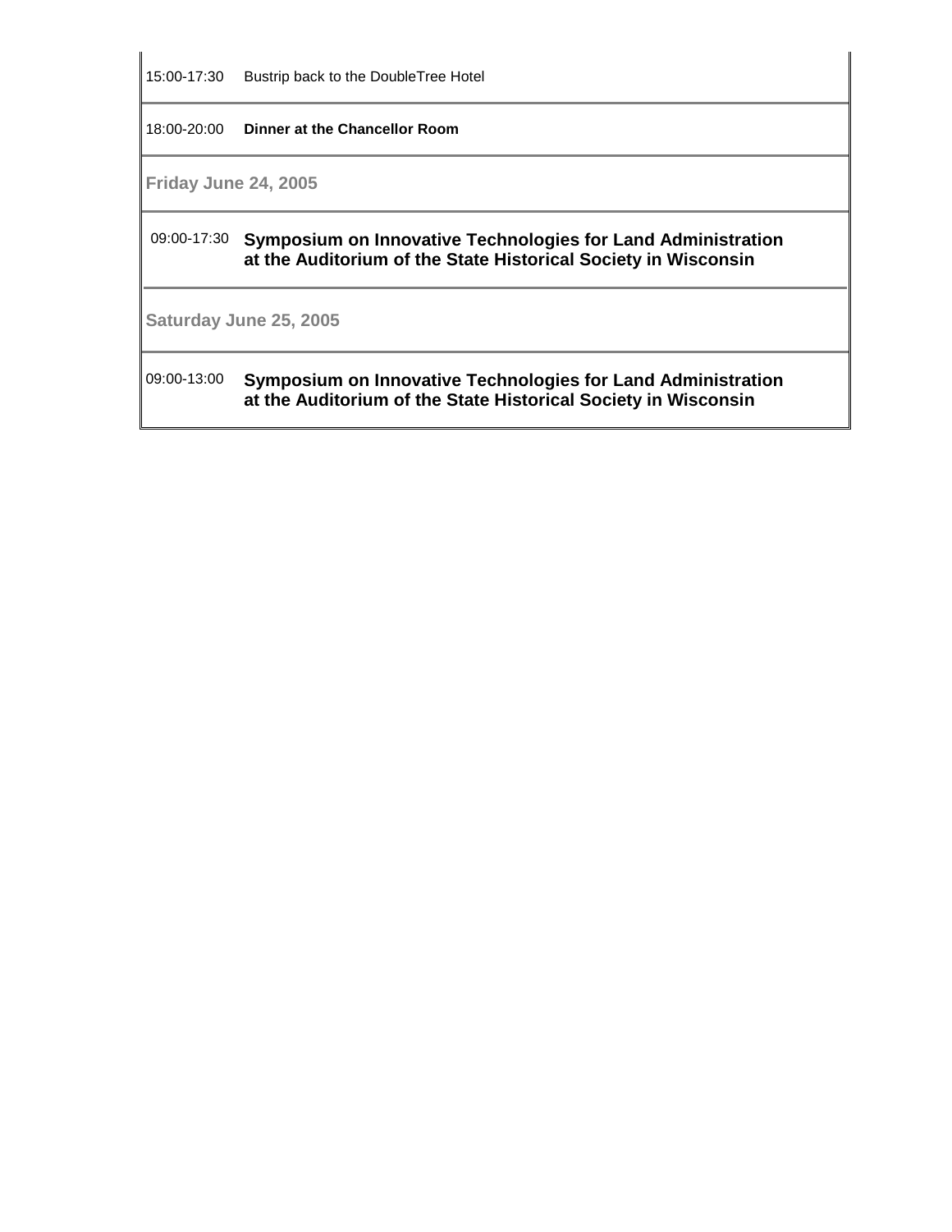| | |
|---|---|
| 15:00-17:30 | Bustrip back to the DoubleTree Hotel |
| 18:00-20:00 | **Dinner at the Chancellor Room** |
| **Friday June 24, 2005** | |
| 09:00-17:30 | **Symposium on Innovative Technologies for Land Administration at the Auditorium of the State Historical Society in Wisconsin** |
| **Saturday June 25, 2005** | |
| 09:00-13:00 | **Symposium on Innovative Technologies for Land Administration at the Auditorium of the State Historical Society in Wisconsin** |